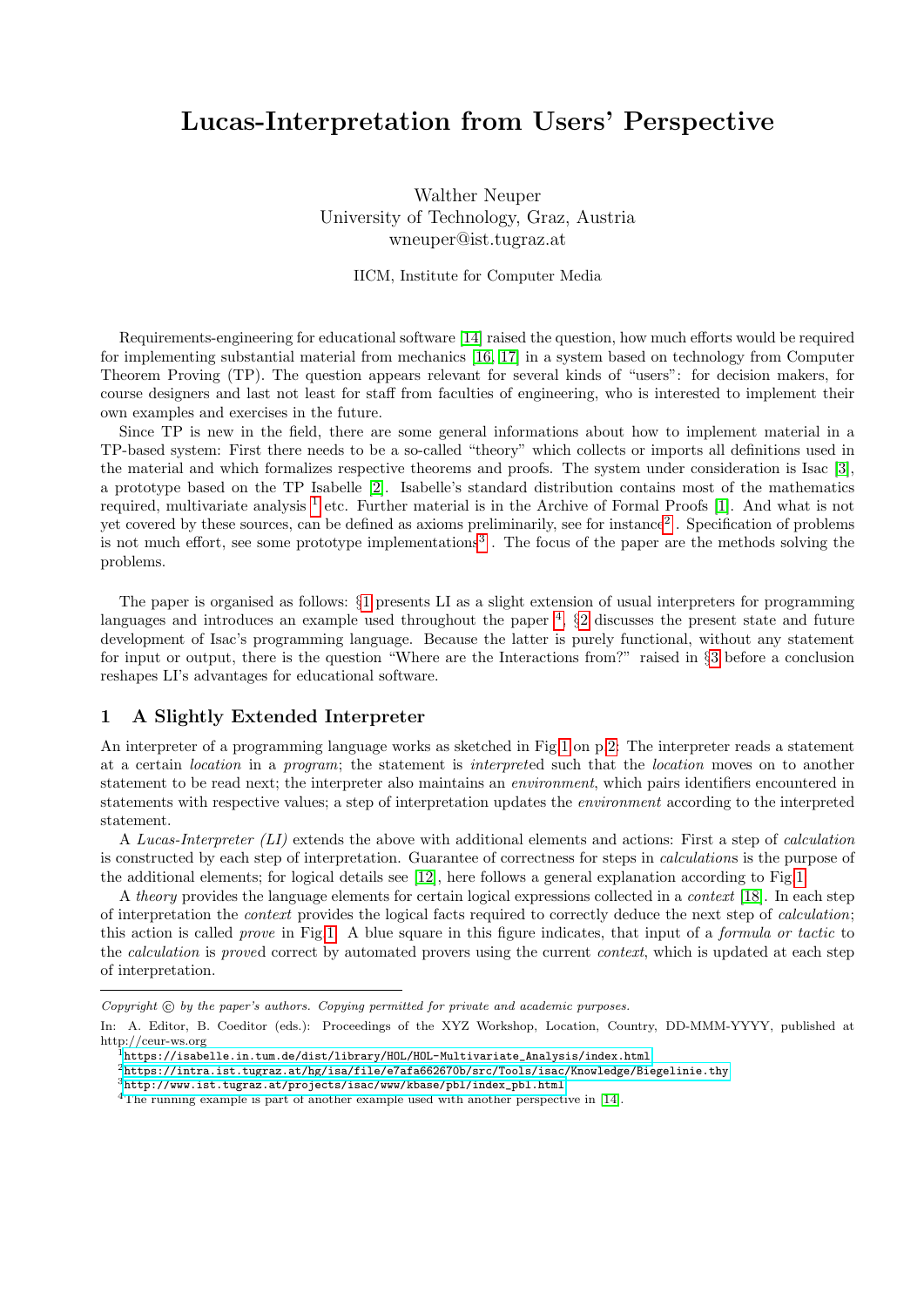# Lucas-Interpretation from Users' Perspective

Walther Neuper
University of Technology, Graz, Austria
wneuper@ist.tugraz.at

IICM, Institute for Computer Media

Requirements-engineering for educational software [14] raised the question, how much efforts would be required for implementing substantial material from mechanics [16, 17] in a system based on technology from Computer Theorem Proving (TP). The question appears relevant for several kinds of "users": for decision makers, for course designers and last not least for staff from faculties of engineering, who is interested to implement their own examples and exercises in the future.

Since TP is new in the field, there are some general informations about how to implement material in a TP-based system: First there needs to be a so-called "theory" which collects or imports all definitions used in the material and which formalizes respective theorems and proofs. The system under consideration is Isac [3], a prototype based on the TP Isabelle [2]. Isabelle's standard distribution contains most of the mathematics required, multivariate analysis [1] etc. Further material is in the Archive of Formal Proofs [1]. And what is not yet covered by these sources, can be defined as axioms preliminarily, see for instance[2]. Specification of problems is not much effort, see some prototype implementations[3]. The focus of the paper are the methods solving the problems.

The paper is organised as follows: §1 presents LI as a slight extension of usual interpreters for programming languages and introduces an example used throughout the paper [4]. §2 discusses the present state and future development of Isac's programming language. Because the latter is purely functional, without any statement for input or output, there is the question "Where are the Interactions from?" raised in §3 before a conclusion reshapes LI's advantages for educational software.

## 1 A Slightly Extended Interpreter

An interpreter of a programming language works as sketched in Fig.1 on p.2: The interpreter reads a statement at a certain *location* in a *program*; the statement is *interpret*ed such that the *location* moves on to another statement to be read next; the interpreter also maintains an *environment*, which pairs identifiers encountered in statements with respective values; a step of interpretation updates the *environment* according to the interpreted statement.

A *Lucas-Interpreter (LI)* extends the above with additional elements and actions: First a step of *calculation* is constructed by each step of interpretation. Guarantee of correctness for steps in *calculations* is the purpose of the additional elements; for logical details see [12], here follows a general explanation according to Fig.1.

A *theory* provides the language elements for certain logical expressions collected in a *context* [18]. In each step of interpretation the *context* provides the logical facts required to correctly deduce the next step of *calculation*; this action is called *prove* in Fig.1. A blue square in this figure indicates, that input of a *formula or tactic* to the *calculation* is *prove*d correct by automated provers using the current *context*, which is updated at each step of interpretation.

---

*Copyright © by the paper's authors. Copying permitted for private and academic purposes.*

In: A. Editor, B. Coeditor (eds.): Proceedings of the XYZ Workshop, Location, Country, DD-MMM-YYYY, published at http://ceur-ws.org

[1] https://isabelle.in.tum.de/dist/library/HOL/HOL-Multivariate_Analysis/index.html

[2] https://intra.ist.tugraz.at/hg/isa/file/e7afa662670b/src/Tools/isac/Knowledge/Biegelinie.thy

[3] http://www.ist.tugraz.at/projects/isac/www/kbase/pbl/index_pbl.html

[4] The running example is part of another example used with another perspective in [14].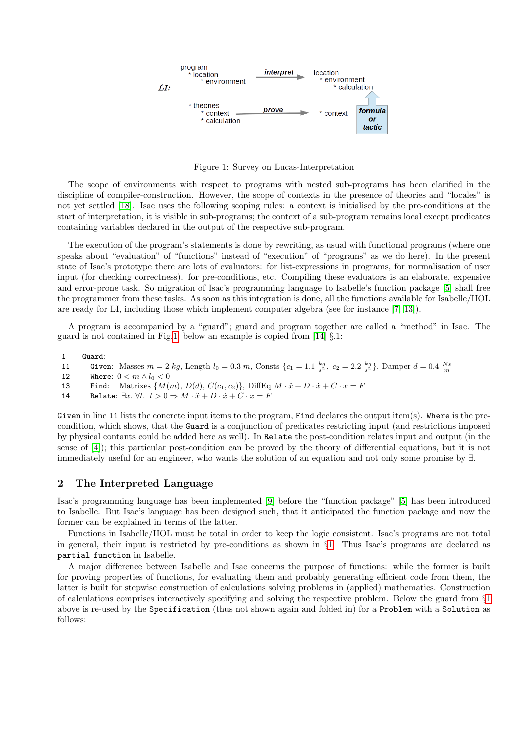LI:

program
 * location
 * environment

interpret → location
 * environment
 * calculation

* theories
 * context
 * calculation

prove → * context

formula or tactic

Figure 1: Survey on Lucas-Interpretation

The scope of environments with respect to programs with nested sub-programs has been clarified in the discipline of compiler-construction. However, the scope of contexts in the presence of theories and "locales" is not yet settled [18]. Isac uses the following scoping rules: a context is initialised by the pre-conditions at the start of interpretation, it is visible in sub-programs; the context of a sub-program remains local except predicates containing variables declared in the output of the respective sub-program.

The execution of the program's statements is done by rewriting, as usual with functional programs (where one speaks about "evaluation" of "functions" instead of "execution" of "programs" as we do here). In the present state of Isac's prototype there are lots of evaluators: for list-expressions in programs, for normalisation of user input (for checking correctness). for pre-conditions, etc. Compiling these evaluators is an elaborate, expensive and error-prone task. So migration of Isac's programming language to Isabelle's function package [5] shall free the programmer from these tasks. As soon as this integration is done, all the functions available for Isabelle/HOL are ready for LI, including those which implement computer algebra (see for instance [7, 13]).

A program is accompanied by a "guard"; guard and program together are called a "method" in Isac. The guard is not contained in Fig.1; below an example is copied from [14] §.1:

```
1    Guard:
11     Given:  Masses m = 2 kg, Length l0 = 0.3 m, Consts {c1 = 1.1 kg/s^2, c2 = 2.2 kg/s^2}, Damper d = 0.4 Ns/m
12     Where:  0 < m ∧ l0 < 0
13     Find:   Matrixes {M(m), D(d), C(c1, c2)}, DiffEq M · ẍ + D · ẋ + C · x = F
14     Relate: ∃x. ∀t. t > 0 ⇒ M · ẍ + D · ẋ + C · x = F
```

`Given` in line `11` lists the concrete input items to the program, `Find` declares the output item(s). `Where` is the pre-condition, which shows, that the `Guard` is a conjunction of predicates restricting input (and restrictions imposed by physical contants could be added here as well). In `Relate` the post-condition relates input and output (in the sense of [4]); this particular post-condition can be proved by the theory of differential equations, but it is not immediately useful for an engineer, who wants the solution of an equation and not only some promise by $\exists$.

## 2 The Interpreted Language

Isac's programming language has been implemented [9] before the "function package" [5] has been introduced to Isabelle. But Isac's language has been designed such, that it anticipated the function package and now the former can be explained in terms of the latter.

Functions in Isabelle/HOL must be total in order to keep the logic consistent. Isac's programs are not total in general, their input is restricted by pre-conditions as shown in §1. Thus Isac's programs are declared as `partial_function` in Isabelle.

A major difference between Isabelle and Isac concerns the purpose of functions: while the former is built for proving properties of functions, for evaluating them and probably generating efficient code from them, the latter is built for stepwise construction of calculations solving problems in (applied) mathematics. Construction of calculations comprises interactively specifying and solving the respective problem. Below the guard from §1 above is re-used by the `Specification` (thus not shown again and folded in) for a `Problem` with a `Solution` as follows: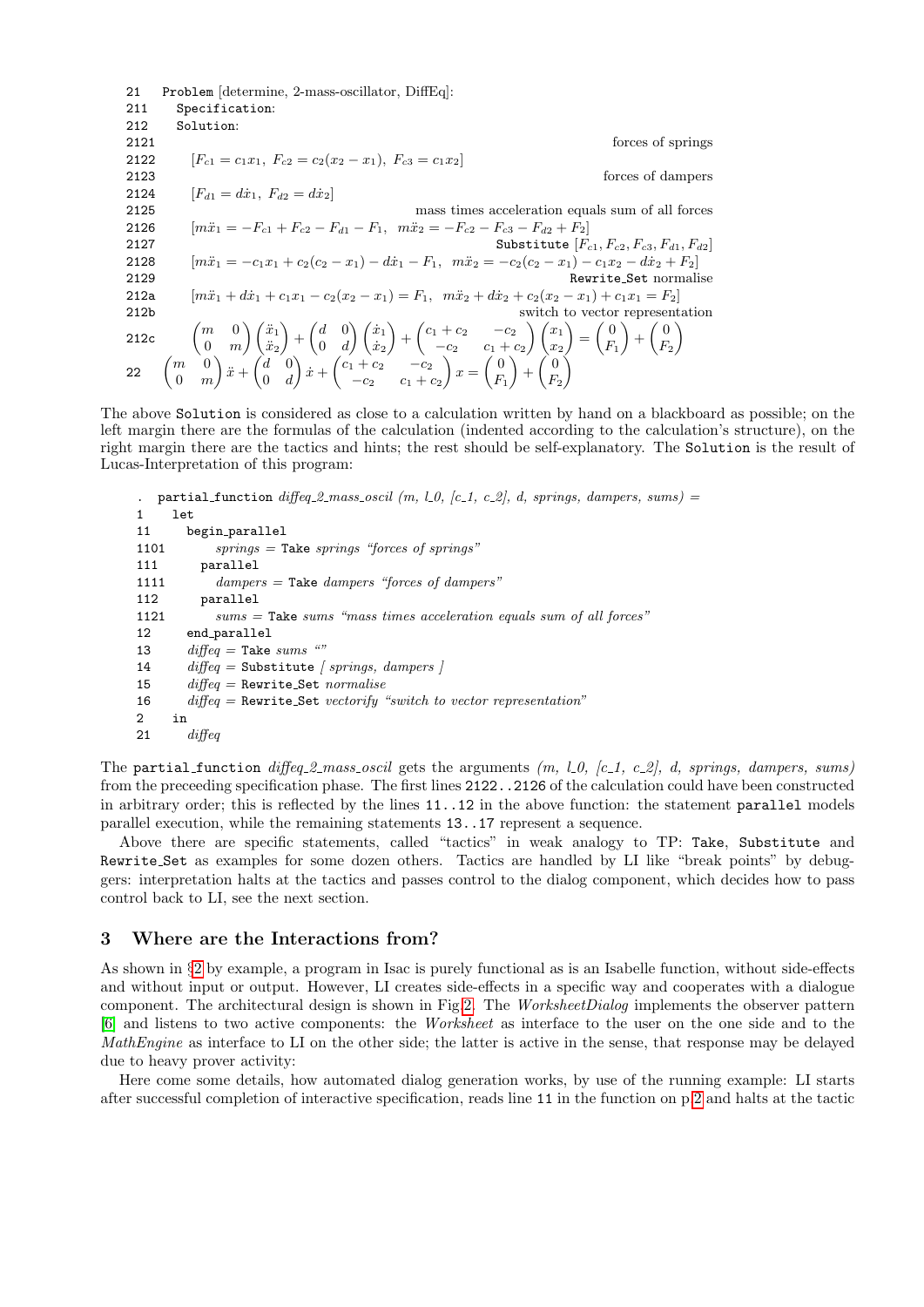```
21    Problem [determine, 2-mass-oscillator, DiffEq]:
211     Specification:
212     Solution:
2121                                                              forces of springs
2122      [F_c1 = c_1 x_1, F_c2 = c_2(x_2 − x_1), F_c3 = c_1 x_2]
2123                                                              forces of dampers
2124      [F_d1 = d ẋ_1, F_d2 = d ẋ_2]
2125                                  mass times acceleration equals sum of all forces
2126      [m ẍ_1 = −F_c1 + F_c2 − F_d1 − F_1,  m ẍ_2 = −F_c2 − F_c3 − F_d2 + F_2]
2127                                          Substitute [F_c1, F_c2, F_c3, F_d1, F_d2]
2128      [m ẍ_1 = −c_1 x_1 + c_2(c_2 − x_1) − d ẋ_1 − F_1,  m ẍ_2 = −c_2(c_2 − x_1) − c_1 x_2 − d ẋ_2 + F_2]
2129                                                           Rewrite_Set normalise
212a      [m ẍ_1 + d ẋ_1 + c_1 x_1 − c_2(x_2 − x_1) = F_1,  m ẍ_2 + d ẋ_2 + c_2(x_2 − x_1) + c_1 x_1 = F_2]
212b                                                  switch to vector representation
```

212c
$$\begin{pmatrix} m & 0 \\ 0 & m \end{pmatrix}\begin{pmatrix} \ddot{x}_1 \\ \ddot{x}_2 \end{pmatrix} + \begin{pmatrix} d & 0 \\ 0 & d \end{pmatrix}\begin{pmatrix} \dot{x}_1 \\ \dot{x}_2 \end{pmatrix} + \begin{pmatrix} c_1+c_2 & -c_2 \\ -c_2 & c_1+c_2 \end{pmatrix}\begin{pmatrix} x_1 \\ x_2 \end{pmatrix} = \begin{pmatrix} 0 \\ F_1 \end{pmatrix} + \begin{pmatrix} 0 \\ F_2 \end{pmatrix}$$

22
$$\begin{pmatrix} m & 0 \\ 0 & m \end{pmatrix}\ddot{x} + \begin{pmatrix} d & 0 \\ 0 & d \end{pmatrix}\dot{x} + \begin{pmatrix} c_1+c_2 & -c_2 \\ -c_2 & c_1+c_2 \end{pmatrix}x = \begin{pmatrix} 0 \\ F_1 \end{pmatrix} + \begin{pmatrix} 0 \\ F_2 \end{pmatrix}$$

The above Solution is considered as close to a calculation written by hand on a blackboard as possible; on the left margin there are the formulas of the calculation (indented according to the calculation's structure), on the right margin there are the tactics and hints; the rest should be self-explanatory. The Solution is the result of Lucas-Interpretation of this program:

```
.    partial_function diffeq_2_mass_oscil (m, l_0, [c_1, c_2], d, springs, dampers, sums) =
1      let
11       begin_parallel
1101         springs = Take springs "forces of springs"
111        parallel
1111         dampers = Take dampers "forces of dampers"
112        parallel
1121         sums = Take sums "mass times acceleration equals sum of all forces"
12       end_parallel
13       diffeq = Take sums ""
14       diffeq = Substitute [ springs, dampers ]
15       diffeq = Rewrite_Set normalise
16       diffeq = Rewrite_Set vectorify "switch to vector representation"
2      in
21       diffeq
```

The partial_function *diffeq_2_mass_oscil* gets the arguments *(m, l_0, [c_1, c_2], d, springs, dampers, sums)* from the preceeding specification phase. The first lines 2122..2126 of the calculation could have been constructed in arbitrary order; this is reflected by the lines 11..12 in the above function: the statement parallel models parallel execution, while the remaining statements 13..17 represent a sequence.

Above there are specific statements, called "tactics" in weak analogy to TP: Take, Substitute and Rewrite_Set as examples for some dozen others. Tactics are handled by LI like "break points" by debuggers: interpretation halts at the tactics and passes control to the dialog component, which decides how to pass control back to LI, see the next section.

## 3 Where are the Interactions from?

As shown in §2 by example, a program in Isac is purely functional as is an Isabelle function, without side-effects and without input or output. However, LI creates side-effects in a specific way and cooperates with a dialogue component. The architectural design is shown in Fig.2. The *WorksheetDialog* implements the observer pattern [6] and listens to two active components: the *Worksheet* as interface to the user on the one side and to the *MathEngine* as interface to LI on the other side; the latter is active in the sense, that response may be delayed due to heavy prover activity:

Here come some details, how automated dialog generation works, by use of the running example: LI starts after successful completion of interactive specification, reads line 11 in the function on p.2 and halts at the tactic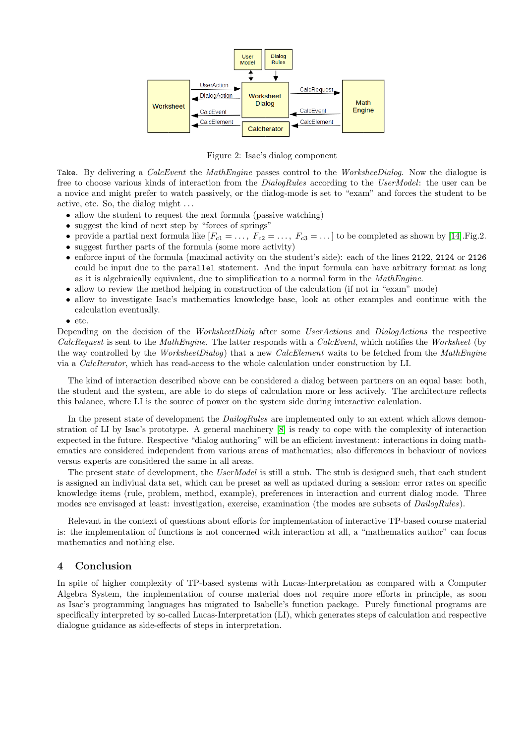Figure 2: Isac's dialog component

`Take`. By delivering a *CalcEvent* the *MathEngine* passes control to the *WorksheeDialog*. Now the dialogue is free to choose various kinds of interaction from the *DialogRules* according to the *UserModel*: the user can be a novice and might prefer to watch passively, or the dialog-mode is set to "exam" and forces the student to be active, etc. So, the dialog might ...

- allow the student to request the next formula (passive watching)
- suggest the kind of next step by "forces of springs"
- provide a partial next formula like $[F_{c1} = \ldots,\ F_{c2} = \ldots,\ F_{c3} = \ldots]$ to be completed as shown by [14].Fig.2.
- suggest further parts of the formula (some more activity)
- enforce input of the formula (maximal activity on the student's side): each of the lines `2122`, `2124` or `2126` could be input due to the `parallel` statement. And the input formula can have arbitrary format as long as it is algebraically equivalent, due to simplification to a normal form in the *MathEngine*.
- allow to review the method helping in construction of the calculation (if not in "exam" mode)
- allow to investigate Isac's mathematics knowledge base, look at other examples and continue with the calculation eventually.
- etc.

Depending on the decision of the *WorksheetDialg* after some *UserActions* and *DialogActions* the respective *CalcRequest* is sent to the *MathEngine*. The latter responds with a *CalcEvent*, which notifies the *Worksheet* (by the way controlled by the *WorksheetDialog*) that a new *CalcElement* waits to be fetched from the *MathEngine* via a *CalcIterator*, which has read-access to the whole calculation under construction by LI.

The kind of interaction described above can be considered a dialog between partners on an equal base: both, the student and the system, are able to do steps of calculation more or less actively. The architecture reflects this balance, where LI is the source of power on the system side during interactive calculation.

In the present state of development the *DailogRules* are implemented only to an extent which allows demonstration of LI by Isac's prototype. A general machinery [8] is ready to cope with the complexity of interaction expected in the future. Respective "dialog authoring" will be an efficient investment: interactions in doing mathematics are considered independent from various areas of mathematics; also differences in behaviour of novices versus experts are considered the same in all areas.

The present state of development, the *UserModel* is still a stub. The stub is designed such, that each student is assigned an indiviual data set, which can be preset as well as updated during a session: error rates on specific knowledge items (rule, problem, method, example), preferences in interaction and current dialog mode. Three modes are envisaged at least: investigation, exercise, examination (the modes are subsets of *DailogRules*).

Relevant in the context of questions about efforts for implementation of interactive TP-based course material is: the implementation of functions is not concerned with interaction at all, a "mathematics author" can focus mathematics and nothing else.

## 4 Conclusion

In spite of higher complexity of TP-based systems with Lucas-Interpretation as compared with a Computer Algebra System, the implementation of course material does not require more efforts in principle, as soon as Isac's programming languages has migrated to Isabelle's function package. Purely functional programs are specifically interpreted by so-called Lucas-Interpretation (LI), which generates steps of calculation and respective dialogue guidance as side-effects of steps in interpretation.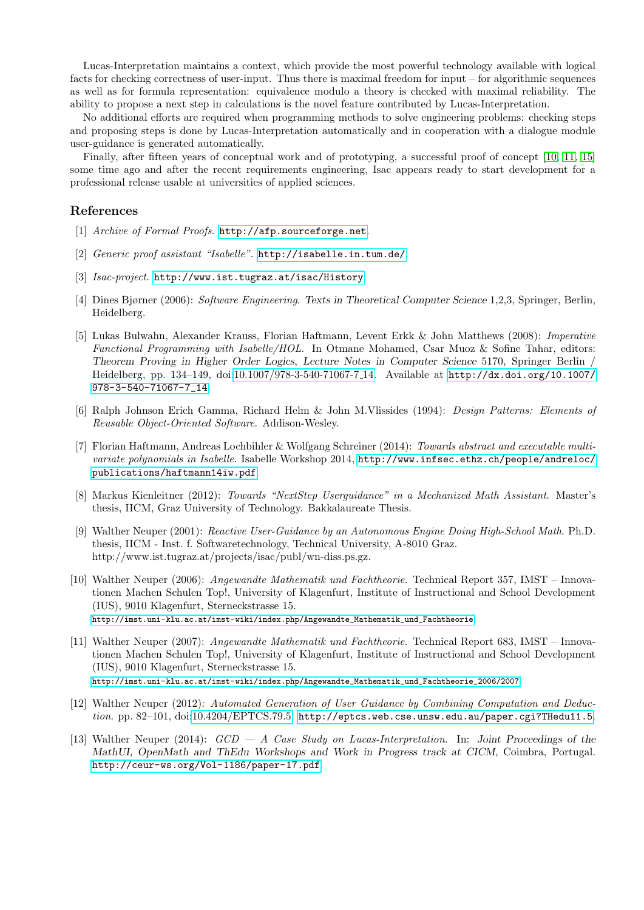Lucas-Interpretation maintains a context, which provide the most powerful technology available with logical facts for checking correctness of user-input. Thus there is maximal freedom for input – for algorithmic sequences as well as for formula representation: equivalence modulo a theory is checked with maximal reliability. The ability to propose a next step in calculations is the novel feature contributed by Lucas-Interpretation.

No additional efforts are required when programming methods to solve engineering problems: checking steps and proposing steps is done by Lucas-Interpretation automatically and in cooperation with a dialogue module user-guidance is generated automatically.

Finally, after fifteen years of conceptual work and of prototyping, a successful proof of concept [10, 11, 15] some time ago and after the recent requirements engineering, Isac appears ready to start development for a professional release usable at universities of applied sciences.

## References

[1] *Archive of Formal Proofs*. `http://afp.sourceforge.net`.

[2] *Generic proof assistant "Isabelle"*. `http://isabelle.in.tum.de/`.

[3] *Isac-project*. `http://www.ist.tugraz.at/isac/History`.

[4] Dines Bjørner (2006): *Software Engineering*. Texts in Theoretical Computer Science 1,2,3, Springer, Berlin, Heidelberg.

[5] Lukas Bulwahn, Alexander Krauss, Florian Haftmann, Levent Erkk & John Matthews (2008): *Imperative Functional Programming with Isabelle/HOL*. In Otmane Mohamed, Csar Muoz & Sofine Tahar, editors: Theorem Proving in Higher Order Logics, Lecture Notes in Computer Science 5170, Springer Berlin / Heidelberg, pp. 134–149, doi:10.1007/978-3-540-71067-7_14. Available at `http://dx.doi.org/10.1007/978-3-540-71067-7_14`.

[6] Ralph Johnson Erich Gamma, Richard Helm & John M.Vlissides (1994): *Design Patterns: Elements of Reusable Object-Oriented Software*. Addison-Wesley.

[7] Florian Haftmann, Andreas Lochbihler & Wolfgang Schreiner (2014): *Towards abstract and executable multivariate polynomials in Isabelle*. Isabelle Workshop 2014, `http://www.infsec.ethz.ch/people/andreloc/publications/haftmann14iw.pdf`.

[8] Markus Kienleitner (2012): *Towards "NextStep Userguidance" in a Mechanized Math Assistant*. Master's thesis, IICM, Graz University of Technology. Bakkalaureate Thesis.

[9] Walther Neuper (2001): *Reactive User-Guidance by an Autonomous Engine Doing High-School Math*. Ph.D. thesis, IICM - Inst. f. Softwaretechnology, Technical University, A-8010 Graz. http://www.ist.tugraz.at/projects/isac/publ/wn-diss.ps.gz.

[10] Walther Neuper (2006): *Angewandte Mathematik und Fachtheorie*. Technical Report 357, IMST – Innovationen Machen Schulen Top!, University of Klagenfurt, Institute of Instructional and School Development (IUS), 9010 Klagenfurt, Sterneckstrasse 15. `http://imst.uni-klu.ac.at/imst-wiki/index.php/Angewandte_Mathematik_und_Fachtheorie`.

[11] Walther Neuper (2007): *Angewandte Mathematik und Fachtheorie*. Technical Report 683, IMST – Innovationen Machen Schulen Top!, University of Klagenfurt, Institute of Instructional and School Development (IUS), 9010 Klagenfurt, Sterneckstrasse 15. `http://imst.uni-klu.ac.at/imst-wiki/index.php/Angewandte_Mathematik_und_Fachtheorie_2006/2007`.

[12] Walther Neuper (2012): *Automated Generation of User Guidance by Combining Computation and Deduction*. pp. 82–101, doi:10.4204/EPTCS.79.5. `http://eptcs.web.cse.unsw.edu.au/paper.cgi?THedu11.5`.

[13] Walther Neuper (2014): *GCD — A Case Study on Lucas-Interpretation*. In: Joint Proceedings of the MathUI, OpenMath and ThEdu Workshops and Work in Progress track at CICM, Coimbra, Portugal. `http://ceur-ws.org/Vol-1186/paper-17.pdf`.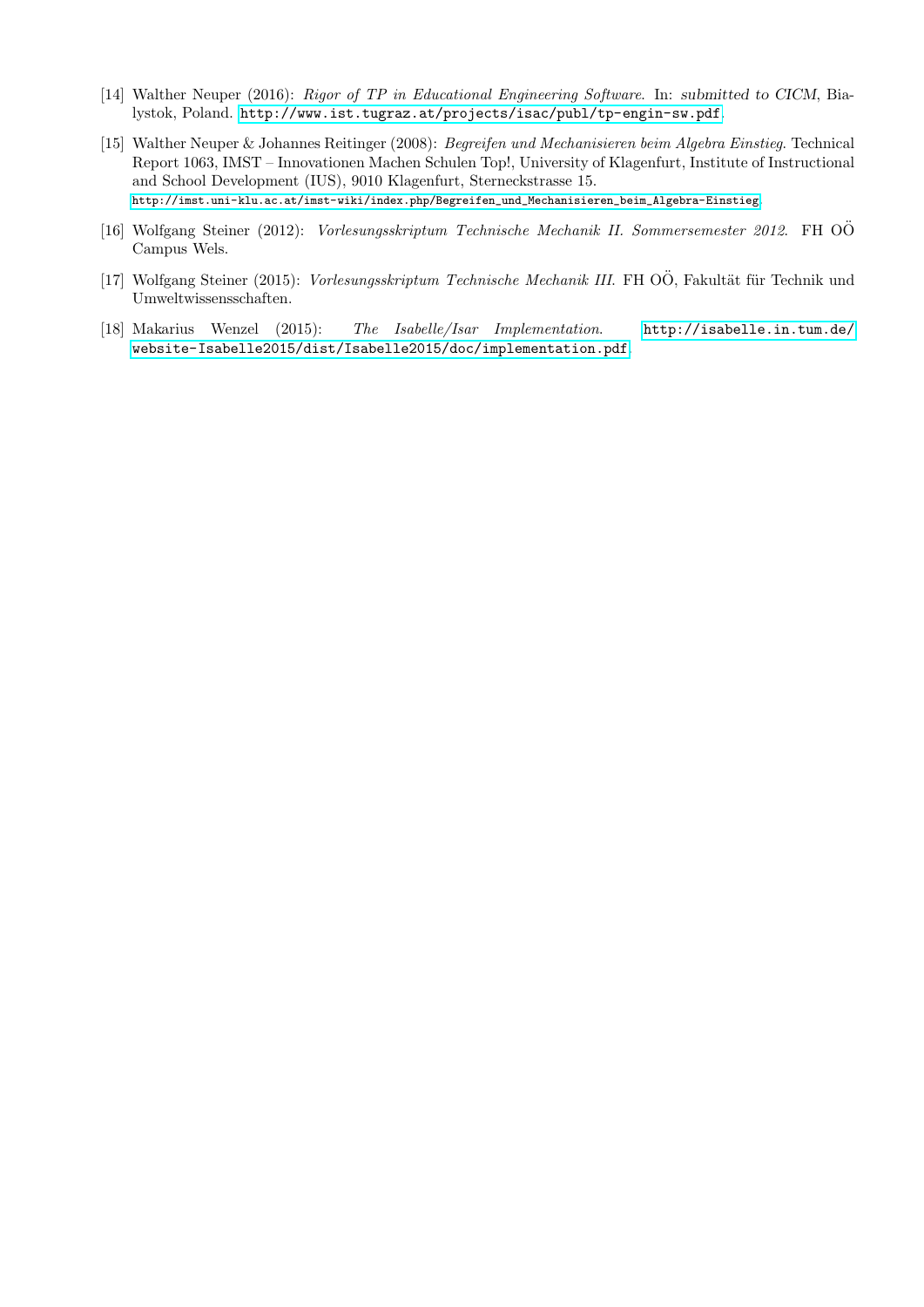[14] Walther Neuper (2016): *Rigor of TP in Educational Engineering Software.* In: *submitted to CICM*, Bialystok, Poland. http://www.ist.tugraz.at/projects/isac/publ/tp-engin-sw.pdf.

[15] Walther Neuper & Johannes Reitinger (2008): *Begreifen und Mechanisieren beim Algebra Einstieg.* Technical Report 1063, IMST – Innovationen Machen Schulen Top!, University of Klagenfurt, Institute of Instructional and School Development (IUS), 9010 Klagenfurt, Sterneckstrasse 15. http://imst.uni-klu.ac.at/imst-wiki/index.php/Begreifen_und_Mechanisieren_beim_Algebra-Einstieg.

[16] Wolfgang Steiner (2012): *Vorlesungsskriptum Technische Mechanik II. Sommersemester 2012.* FH OÖ Campus Wels.

[17] Wolfgang Steiner (2015): *Vorlesungsskriptum Technische Mechanik III.* FH OÖ, Fakultät für Technik und Umweltwissensschaften.

[18] Makarius Wenzel (2015): *The Isabelle/Isar Implementation.* http://isabelle.in.tum.de/website-Isabelle2015/dist/Isabelle2015/doc/implementation.pdf.